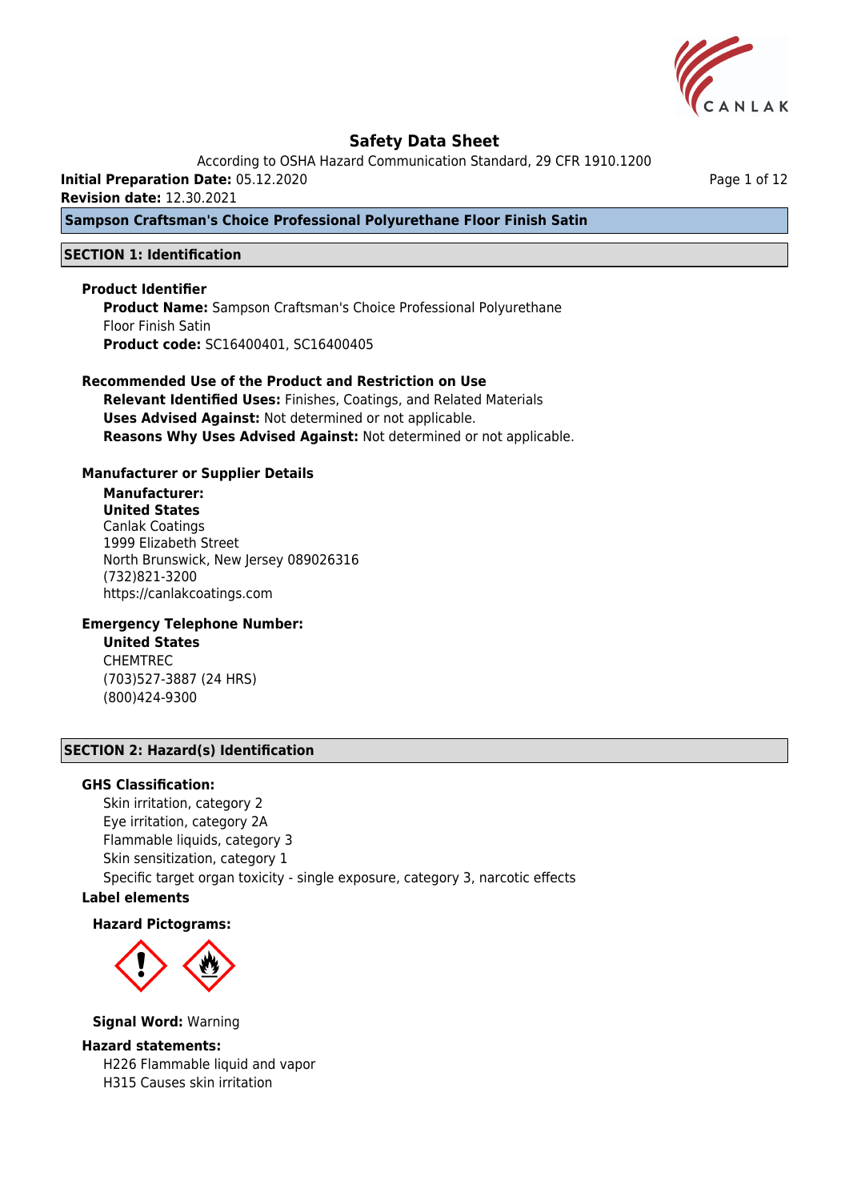# Safety Data Sheet

According to OSHA Hazard Communication Standard, 29 CFR 1910.1200

**Initial Preparation Date:** 05.12.2020

**Revision date:** 12.30.2021

## Sampson Craftsman's Choice Professional Polyurethane Floor Finish Satin

## SECTION 1: Identification

### Product Identifier

**Product Name:** Sampson Craftsman's Choice Professional Polyurethane Floor Finish Satin

**Product code:** SC16400401, SC16400405

### Recommended Use of the Product and Restriction on Use

**Relevant Identified Uses:** Finishes, Coatings, and Related Materials

**Uses Advised Against:** Not determined or not applicable.

**Reasons Why Uses Advised Against:** Not determined or not applicable.

### Manufacturer or Supplier Details

**Manufacturer:**

**United States**

Canlak Coatings
1999 Elizabeth Street
North Brunswick, New Jersey 089026316
(732)821-3200
https://canlakcoatings.com

### Emergency Telephone Number:

**United States**

CHEMTREC
(703)527-3887 (24 HRS)
(800)424-9300

## SECTION 2: Hazard(s) Identification

### GHS Classification:

Skin irritation, category 2
Eye irritation, category 2A
Flammable liquids, category 3
Skin sensitization, category 1
Specific target organ toxicity - single exposure, category 3, narcotic effects

### Label elements

**Hazard Pictograms:**

**Signal Word:** Warning

### Hazard statements:

H226 Flammable liquid and vapor
H315 Causes skin irritation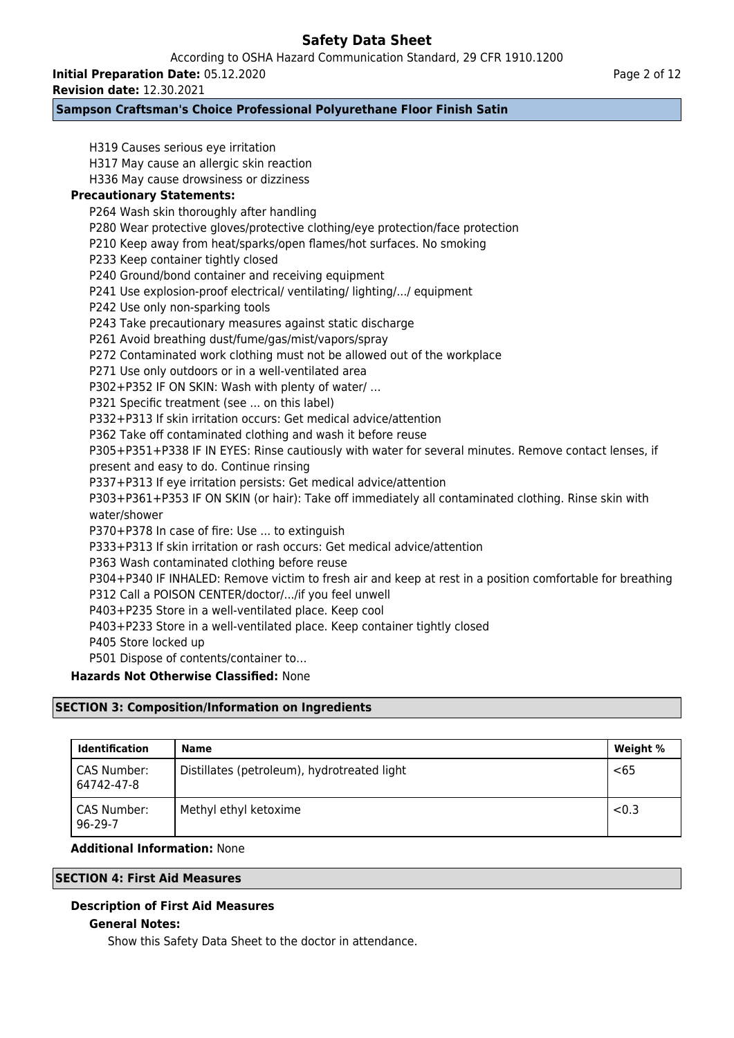H319 Causes serious eye irritation
H317 May cause an allergic skin reaction
H336 May cause drowsiness or dizziness

**Precautionary Statements:**

P264 Wash skin thoroughly after handling
P280 Wear protective gloves/protective clothing/eye protection/face protection
P210 Keep away from heat/sparks/open flames/hot surfaces. No smoking
P233 Keep container tightly closed
P240 Ground/bond container and receiving equipment
P241 Use explosion-proof electrical/ ventilating/ lighting/.../ equipment
P242 Use only non-sparking tools
P243 Take precautionary measures against static discharge
P261 Avoid breathing dust/fume/gas/mist/vapors/spray
P272 Contaminated work clothing must not be allowed out of the workplace
P271 Use only outdoors or in a well-ventilated area
P302+P352 IF ON SKIN: Wash with plenty of water/ …
P321 Specific treatment (see … on this label)
P332+P313 If skin irritation occurs: Get medical advice/attention
P362 Take off contaminated clothing and wash it before reuse
P305+P351+P338 IF IN EYES: Rinse cautiously with water for several minutes. Remove contact lenses, if present and easy to do. Continue rinsing
P337+P313 If eye irritation persists: Get medical advice/attention
P303+P361+P353 IF ON SKIN (or hair): Take off immediately all contaminated clothing. Rinse skin with water/shower
P370+P378 In case of fire: Use … to extinguish
P333+P313 If skin irritation or rash occurs: Get medical advice/attention
P363 Wash contaminated clothing before reuse
P304+P340 IF INHALED: Remove victim to fresh air and keep at rest in a position comfortable for breathing
P312 Call a POISON CENTER/doctor/.../if you feel unwell
P403+P235 Store in a well-ventilated place. Keep cool
P403+P233 Store in a well-ventilated place. Keep container tightly closed
P405 Store locked up
P501 Dispose of contents/container to…

**Hazards Not Otherwise Classified:** None

## SECTION 3: Composition/Information on Ingredients

| Identification | Name | Weight % |
|---|---|---|
| CAS Number: 64742-47-8 | Distillates (petroleum), hydrotreated light | <65 |
| CAS Number: 96-29-7 | Methyl ethyl ketoxime | <0.3 |

**Additional Information:** None

## SECTION 4: First Aid Measures

### Description of First Aid Measures

**General Notes:**

Show this Safety Data Sheet to the doctor in attendance.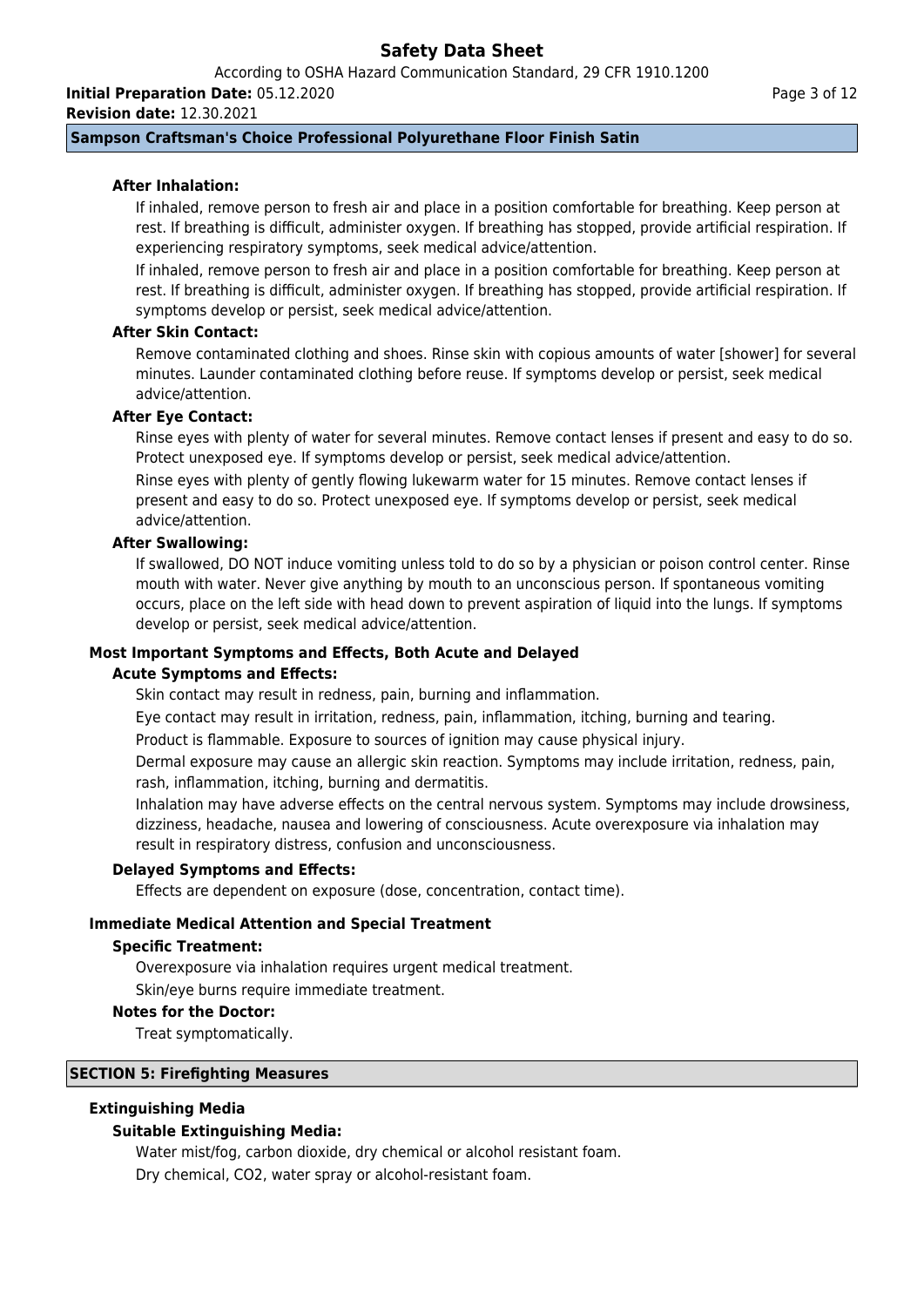### After Inhalation:

If inhaled, remove person to fresh air and place in a position comfortable for breathing. Keep person at rest. If breathing is difficult, administer oxygen. If breathing has stopped, provide artificial respiration. If experiencing respiratory symptoms, seek medical advice/attention.

If inhaled, remove person to fresh air and place in a position comfortable for breathing. Keep person at rest. If breathing is difficult, administer oxygen. If breathing has stopped, provide artificial respiration. If symptoms develop or persist, seek medical advice/attention.

### After Skin Contact:

Remove contaminated clothing and shoes. Rinse skin with copious amounts of water [shower] for several minutes. Launder contaminated clothing before reuse. If symptoms develop or persist, seek medical advice/attention.

### After Eye Contact:

Rinse eyes with plenty of water for several minutes. Remove contact lenses if present and easy to do so. Protect unexposed eye. If symptoms develop or persist, seek medical advice/attention.

Rinse eyes with plenty of gently flowing lukewarm water for 15 minutes. Remove contact lenses if present and easy to do so. Protect unexposed eye. If symptoms develop or persist, seek medical advice/attention.

### After Swallowing:

If swallowed, DO NOT induce vomiting unless told to do so by a physician or poison control center. Rinse mouth with water. Never give anything by mouth to an unconscious person. If spontaneous vomiting occurs, place on the left side with head down to prevent aspiration of liquid into the lungs. If symptoms develop or persist, seek medical advice/attention.

## Most Important Symptoms and Effects, Both Acute and Delayed

### Acute Symptoms and Effects:

Skin contact may result in redness, pain, burning and inflammation.

Eye contact may result in irritation, redness, pain, inflammation, itching, burning and tearing.

Product is flammable. Exposure to sources of ignition may cause physical injury.

Dermal exposure may cause an allergic skin reaction. Symptoms may include irritation, redness, pain, rash, inflammation, itching, burning and dermatitis.

Inhalation may have adverse effects on the central nervous system. Symptoms may include drowsiness, dizziness, headache, nausea and lowering of consciousness. Acute overexposure via inhalation may result in respiratory distress, confusion and unconsciousness.

### Delayed Symptoms and Effects:

Effects are dependent on exposure (dose, concentration, contact time).

## Immediate Medical Attention and Special Treatment

### Specific Treatment:

Overexposure via inhalation requires urgent medical treatment.

Skin/eye burns require immediate treatment.

### Notes for the Doctor:

Treat symptomatically.

## SECTION 5: Firefighting Measures

## Extinguishing Media

### Suitable Extinguishing Media:

Water mist/fog, carbon dioxide, dry chemical or alcohol resistant foam.

Dry chemical, $CO_2$, water spray or alcohol-resistant foam.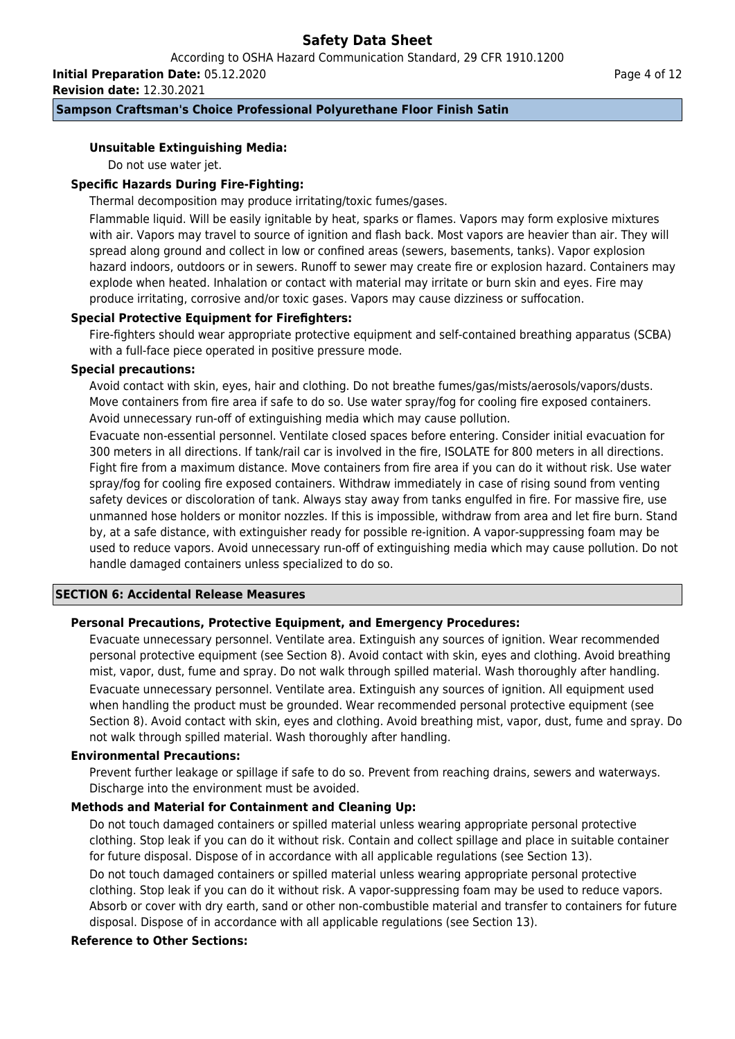**Unsuitable Extinguishing Media:**

Do not use water jet.

**Specific Hazards During Fire-Fighting:**

Thermal decomposition may produce irritating/toxic fumes/gases.

Flammable liquid. Will be easily ignitable by heat, sparks or flames. Vapors may form explosive mixtures with air. Vapors may travel to source of ignition and flash back. Most vapors are heavier than air. They will spread along ground and collect in low or confined areas (sewers, basements, tanks). Vapor explosion hazard indoors, outdoors or in sewers. Runoff to sewer may create fire or explosion hazard. Containers may explode when heated. Inhalation or contact with material may irritate or burn skin and eyes. Fire may produce irritating, corrosive and/or toxic gases. Vapors may cause dizziness or suffocation.

**Special Protective Equipment for Firefighters:**

Fire-fighters should wear appropriate protective equipment and self-contained breathing apparatus (SCBA) with a full-face piece operated in positive pressure mode.

**Special precautions:**

Avoid contact with skin, eyes, hair and clothing. Do not breathe fumes/gas/mists/aerosols/vapors/dusts. Move containers from fire area if safe to do so. Use water spray/fog for cooling fire exposed containers. Avoid unnecessary run-off of extinguishing media which may cause pollution.

Evacuate non-essential personnel. Ventilate closed spaces before entering. Consider initial evacuation for 300 meters in all directions. If tank/rail car is involved in the fire, ISOLATE for 800 meters in all directions. Fight fire from a maximum distance. Move containers from fire area if you can do it without risk. Use water spray/fog for cooling fire exposed containers. Withdraw immediately in case of rising sound from venting safety devices or discoloration of tank. Always stay away from tanks engulfed in fire. For massive fire, use unmanned hose holders or monitor nozzles. If this is impossible, withdraw from area and let fire burn. Stand by, at a safe distance, with extinguisher ready for possible re-ignition. A vapor-suppressing foam may be used to reduce vapors. Avoid unnecessary run-off of extinguishing media which may cause pollution. Do not handle damaged containers unless specialized to do so.

## SECTION 6: Accidental Release Measures

**Personal Precautions, Protective Equipment, and Emergency Procedures:**

Evacuate unnecessary personnel. Ventilate area. Extinguish any sources of ignition. Wear recommended personal protective equipment (see Section 8). Avoid contact with skin, eyes and clothing. Avoid breathing mist, vapor, dust, fume and spray. Do not walk through spilled material. Wash thoroughly after handling.

Evacuate unnecessary personnel. Ventilate area. Extinguish any sources of ignition. All equipment used when handling the product must be grounded. Wear recommended personal protective equipment (see Section 8). Avoid contact with skin, eyes and clothing. Avoid breathing mist, vapor, dust, fume and spray. Do not walk through spilled material. Wash thoroughly after handling.

**Environmental Precautions:**

Prevent further leakage or spillage if safe to do so. Prevent from reaching drains, sewers and waterways. Discharge into the environment must be avoided.

**Methods and Material for Containment and Cleaning Up:**

Do not touch damaged containers or spilled material unless wearing appropriate personal protective clothing. Stop leak if you can do it without risk. Contain and collect spillage and place in suitable container for future disposal. Dispose of in accordance with all applicable regulations (see Section 13).

Do not touch damaged containers or spilled material unless wearing appropriate personal protective clothing. Stop leak if you can do it without risk. A vapor-suppressing foam may be used to reduce vapors. Absorb or cover with dry earth, sand or other non-combustible material and transfer to containers for future disposal. Dispose of in accordance with all applicable regulations (see Section 13).

**Reference to Other Sections:**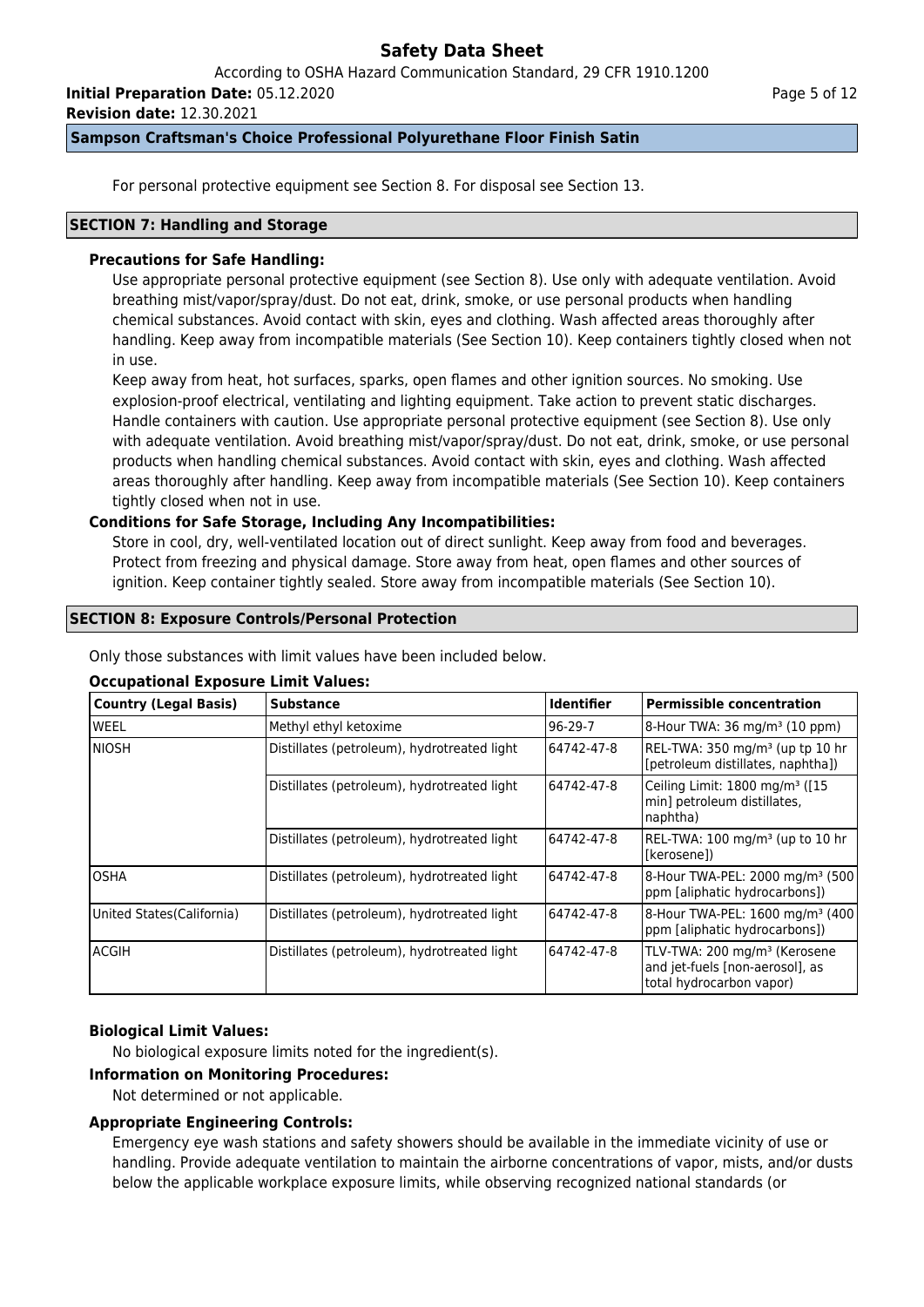For personal protective equipment see Section 8. For disposal see Section 13.

## SECTION 7: Handling and Storage

**Precautions for Safe Handling:**

Use appropriate personal protective equipment (see Section 8). Use only with adequate ventilation. Avoid breathing mist/vapor/spray/dust. Do not eat, drink, smoke, or use personal products when handling chemical substances. Avoid contact with skin, eyes and clothing. Wash affected areas thoroughly after handling. Keep away from incompatible materials (See Section 10). Keep containers tightly closed when not in use.

Keep away from heat, hot surfaces, sparks, open flames and other ignition sources. No smoking. Use explosion-proof electrical, ventilating and lighting equipment. Take action to prevent static discharges. Handle containers with caution. Use appropriate personal protective equipment (see Section 8). Use only with adequate ventilation. Avoid breathing mist/vapor/spray/dust. Do not eat, drink, smoke, or use personal products when handling chemical substances. Avoid contact with skin, eyes and clothing. Wash affected areas thoroughly after handling. Keep away from incompatible materials (See Section 10). Keep containers tightly closed when not in use.

**Conditions for Safe Storage, Including Any Incompatibilities:**

Store in cool, dry, well-ventilated location out of direct sunlight. Keep away from food and beverages. Protect from freezing and physical damage. Store away from heat, open flames and other sources of ignition. Keep container tightly sealed. Store away from incompatible materials (See Section 10).

## SECTION 8: Exposure Controls/Personal Protection

Only those substances with limit values have been included below.

**Occupational Exposure Limit Values:**

| Country (Legal Basis) | Substance | Identifier | Permissible concentration |
|---|---|---|---|
| WEEL | Methyl ethyl ketoxime | 96-29-7 | 8-Hour TWA: 36 mg/m³ (10 ppm) |
| NIOSH | Distillates (petroleum), hydrotreated light | 64742-47-8 | REL-TWA: 350 mg/m³ (up tp 10 hr [petroleum distillates, naphtha]) |
| | Distillates (petroleum), hydrotreated light | 64742-47-8 | Ceiling Limit: 1800 mg/m³ ([15 min] petroleum distillates, naphtha) |
| | Distillates (petroleum), hydrotreated light | 64742-47-8 | REL-TWA: 100 mg/m³ (up to 10 hr [kerosene]) |
| OSHA | Distillates (petroleum), hydrotreated light | 64742-47-8 | 8-Hour TWA-PEL: 2000 mg/m³ (500 ppm [aliphatic hydrocarbons]) |
| United States(California) | Distillates (petroleum), hydrotreated light | 64742-47-8 | 8-Hour TWA-PEL: 1600 mg/m³ (400 ppm [aliphatic hydrocarbons]) |
| ACGIH | Distillates (petroleum), hydrotreated light | 64742-47-8 | TLV-TWA: 200 mg/m³ (Kerosene and jet-fuels [non-aerosol], as total hydrocarbon vapor) |

**Biological Limit Values:**

No biological exposure limits noted for the ingredient(s).

**Information on Monitoring Procedures:**

Not determined or not applicable.

**Appropriate Engineering Controls:**

Emergency eye wash stations and safety showers should be available in the immediate vicinity of use or handling. Provide adequate ventilation to maintain the airborne concentrations of vapor, mists, and/or dusts below the applicable workplace exposure limits, while observing recognized national standards (or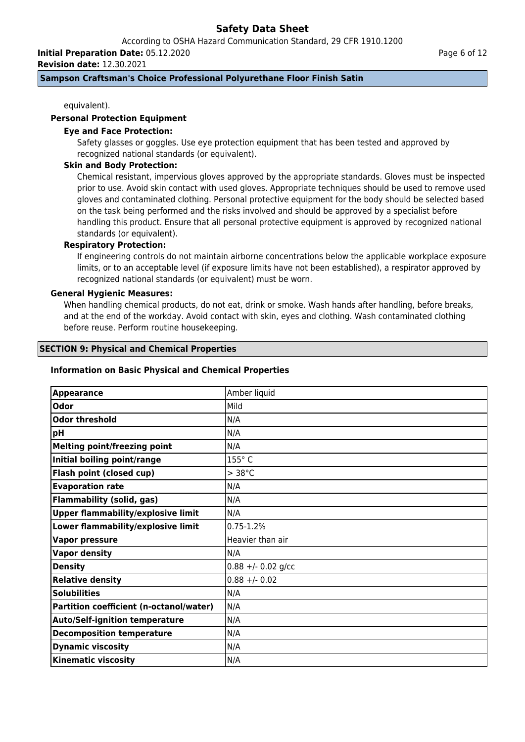equivalent).

**Personal Protection Equipment**

**Eye and Face Protection:**

Safety glasses or goggles. Use eye protection equipment that has been tested and approved by recognized national standards (or equivalent).

**Skin and Body Protection:**

Chemical resistant, impervious gloves approved by the appropriate standards. Gloves must be inspected prior to use. Avoid skin contact with used gloves. Appropriate techniques should be used to remove used gloves and contaminated clothing. Personal protective equipment for the body should be selected based on the task being performed and the risks involved and should be approved by a specialist before handling this product. Ensure that all personal protective equipment is approved by recognized national standards (or equivalent).

**Respiratory Protection:**

If engineering controls do not maintain airborne concentrations below the applicable workplace exposure limits, or to an acceptable level (if exposure limits have not been established), a respirator approved by recognized national standards (or equivalent) must be worn.

**General Hygienic Measures:**

When handling chemical products, do not eat, drink or smoke. Wash hands after handling, before breaks, and at the end of the workday. Avoid contact with skin, eyes and clothing. Wash contaminated clothing before reuse. Perform routine housekeeping.

## SECTION 9: Physical and Chemical Properties

### Information on Basic Physical and Chemical Properties

| | |
|---|---|
| **Appearance** | Amber liquid |
| **Odor** | Mild |
| **Odor threshold** | N/A |
| **pH** | N/A |
| **Melting point/freezing point** | N/A |
| **Initial boiling point/range** | 155° C |
| **Flash point (closed cup)** | > 38°C |
| **Evaporation rate** | N/A |
| **Flammability (solid, gas)** | N/A |
| **Upper flammability/explosive limit** | N/A |
| **Lower flammability/explosive limit** | 0.75-1.2% |
| **Vapor pressure** | Heavier than air |
| **Vapor density** | N/A |
| **Density** | 0.88 +/- 0.02 g/cc |
| **Relative density** | 0.88 +/- 0.02 |
| **Solubilities** | N/A |
| **Partition coefficient (n-octanol/water)** | N/A |
| **Auto/Self-ignition temperature** | N/A |
| **Decomposition temperature** | N/A |
| **Dynamic viscosity** | N/A |
| **Kinematic viscosity** | N/A |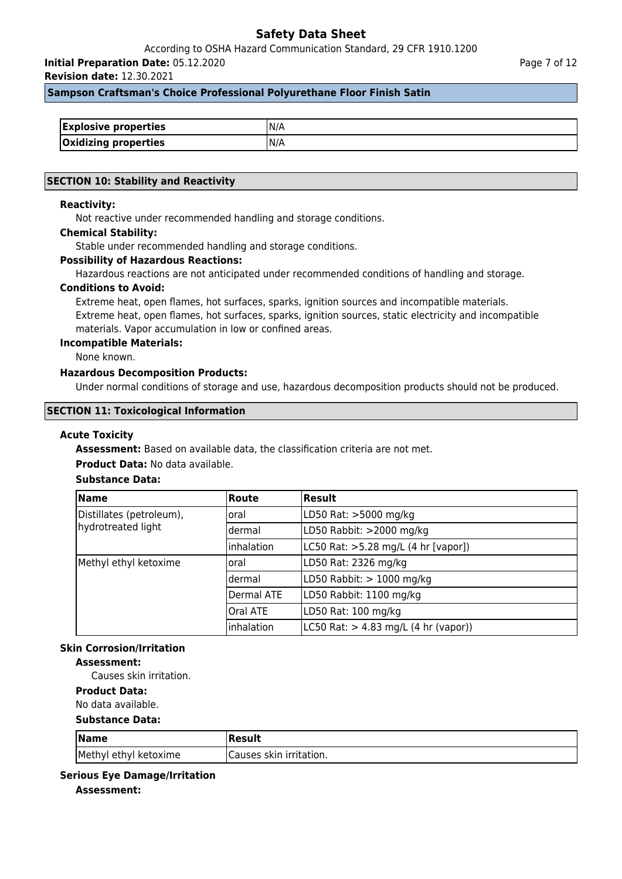| Explosive properties | N/A |
|---|---|
| Oxidizing properties | N/A |

## SECTION 10: Stability and Reactivity

**Reactivity:**

Not reactive under recommended handling and storage conditions.

**Chemical Stability:**

Stable under recommended handling and storage conditions.

**Possibility of Hazardous Reactions:**

Hazardous reactions are not anticipated under recommended conditions of handling and storage.

**Conditions to Avoid:**

Extreme heat, open flames, hot surfaces, sparks, ignition sources and incompatible materials.
Extreme heat, open flames, hot surfaces, sparks, ignition sources, static electricity and incompatible materials. Vapor accumulation in low or confined areas.

**Incompatible Materials:**

None known.

**Hazardous Decomposition Products:**

Under normal conditions of storage and use, hazardous decomposition products should not be produced.

## SECTION 11: Toxicological Information

**Acute Toxicity**

**Assessment:** Based on available data, the classification criteria are not met.

**Product Data:** No data available.

**Substance Data:**

| Name | Route | Result |
|---|---|---|
| Distillates (petroleum), hydrotreated light | oral | LD50 Rat: >5000 mg/kg |
| | dermal | LD50 Rabbit: >2000 mg/kg |
| | inhalation | LC50 Rat: >5.28 mg/L (4 hr [vapor]) |
| Methyl ethyl ketoxime | oral | LD50 Rat: 2326 mg/kg |
| | dermal | LD50 Rabbit: > 1000 mg/kg |
| | Dermal ATE | LD50 Rabbit: 1100 mg/kg |
| | Oral ATE | LD50 Rat: 100 mg/kg |
| | inhalation | LC50 Rat: > 4.83 mg/L (4 hr (vapor)) |

**Skin Corrosion/Irritation**

**Assessment:**

Causes skin irritation.

**Product Data:**

No data available.

**Substance Data:**

| Name | Result |
|---|---|
| Methyl ethyl ketoxime | Causes skin irritation. |

**Serious Eye Damage/Irritation**

**Assessment:**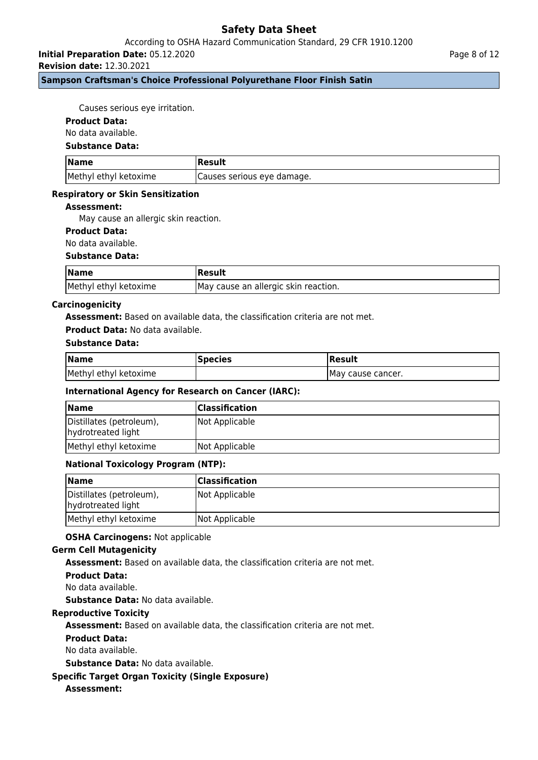Causes serious eye irritation.

**Product Data:**

No data available.

**Substance Data:**

| Name | Result |
|---|---|
| Methyl ethyl ketoxime | Causes serious eye damage. |

**Respiratory or Skin Sensitization**

**Assessment:**

May cause an allergic skin reaction.

**Product Data:**

No data available.

**Substance Data:**

| Name | Result |
|---|---|
| Methyl ethyl ketoxime | May cause an allergic skin reaction. |

**Carcinogenicity**

**Assessment:** Based on available data, the classification criteria are not met.

**Product Data:** No data available.

**Substance Data:**

| Name | Species | Result |
|---|---|---|
| Methyl ethyl ketoxime | | May cause cancer. |

**International Agency for Research on Cancer (IARC):**

| Name | Classification |
|---|---|
| Distillates (petroleum), hydrotreated light | Not Applicable |
| Methyl ethyl ketoxime | Not Applicable |

**National Toxicology Program (NTP):**

| Name | Classification |
|---|---|
| Distillates (petroleum), hydrotreated light | Not Applicable |
| Methyl ethyl ketoxime | Not Applicable |

**OSHA Carcinogens:** Not applicable

**Germ Cell Mutagenicity**

**Assessment:** Based on available data, the classification criteria are not met.

**Product Data:**

No data available.

**Substance Data:** No data available.

**Reproductive Toxicity**

**Assessment:** Based on available data, the classification criteria are not met.

**Product Data:**

No data available.

**Substance Data:** No data available.

**Specific Target Organ Toxicity (Single Exposure)**

**Assessment:**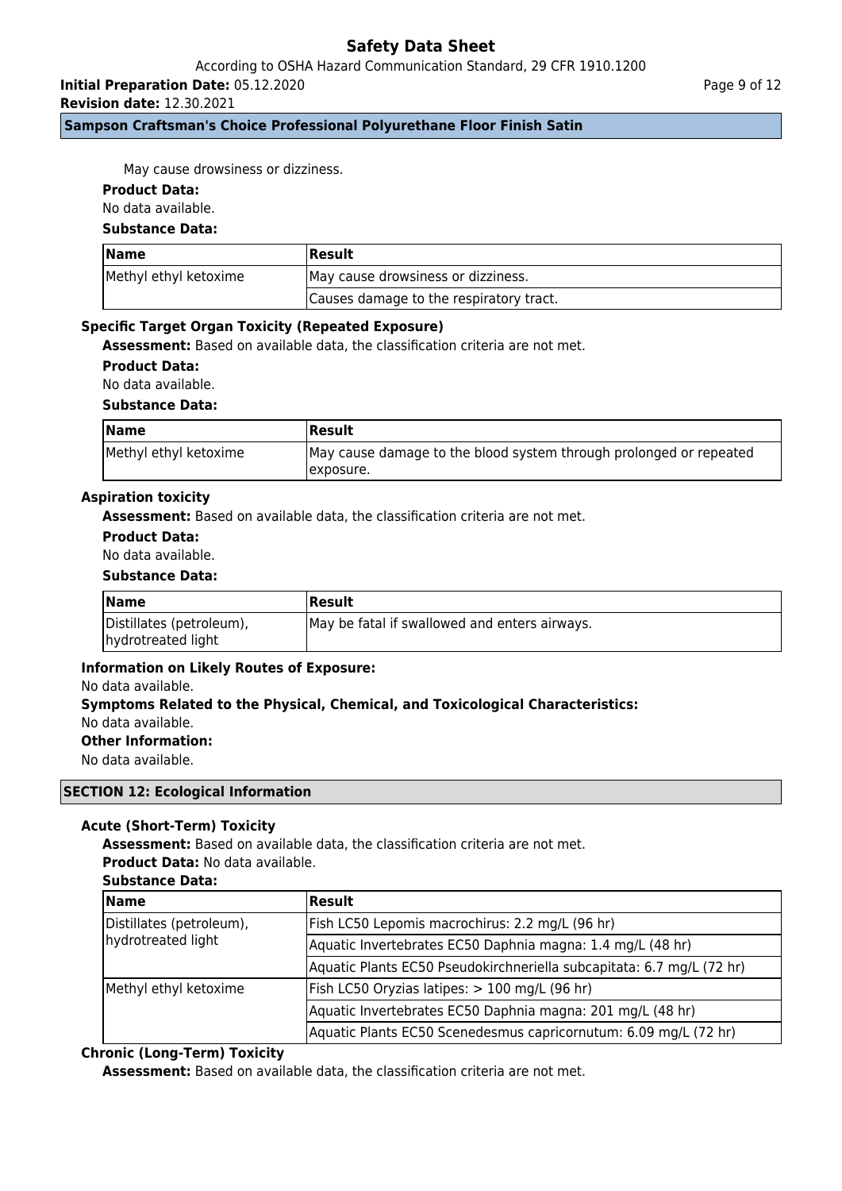May cause drowsiness or dizziness.

**Product Data:**

No data available.

**Substance Data:**

| Name | Result |
|---|---|
| Methyl ethyl ketoxime | May cause drowsiness or dizziness. |
| | Causes damage to the respiratory tract. |

### Specific Target Organ Toxicity (Repeated Exposure)

**Assessment:** Based on available data, the classification criteria are not met.

**Product Data:**

No data available.

**Substance Data:**

| Name | Result |
|---|---|
| Methyl ethyl ketoxime | May cause damage to the blood system through prolonged or repeated exposure. |

### Aspiration toxicity

**Assessment:** Based on available data, the classification criteria are not met.

**Product Data:**

No data available.

**Substance Data:**

| Name | Result |
|---|---|
| Distillates (petroleum), hydrotreated light | May be fatal if swallowed and enters airways. |

**Information on Likely Routes of Exposure:**

No data available.

**Symptoms Related to the Physical, Chemical, and Toxicological Characteristics:**

No data available.

**Other Information:**

No data available.

## SECTION 12: Ecological Information

### Acute (Short-Term) Toxicity

**Assessment:** Based on available data, the classification criteria are not met.

**Product Data:** No data available.

**Substance Data:**

| Name | Result |
|---|---|
| Distillates (petroleum), hydrotreated light | Fish LC50 Lepomis macrochirus: 2.2 mg/L (96 hr) |
| | Aquatic Invertebrates EC50 Daphnia magna: 1.4 mg/L (48 hr) |
| | Aquatic Plants EC50 Pseudokirchneriella subcapitata: 6.7 mg/L (72 hr) |
| Methyl ethyl ketoxime | Fish LC50 Oryzias latipes: > 100 mg/L (96 hr) |
| | Aquatic Invertebrates EC50 Daphnia magna: 201 mg/L (48 hr) |
| | Aquatic Plants EC50 Scenedesmus capricornutum: 6.09 mg/L (72 hr) |

### Chronic (Long-Term) Toxicity

**Assessment:** Based on available data, the classification criteria are not met.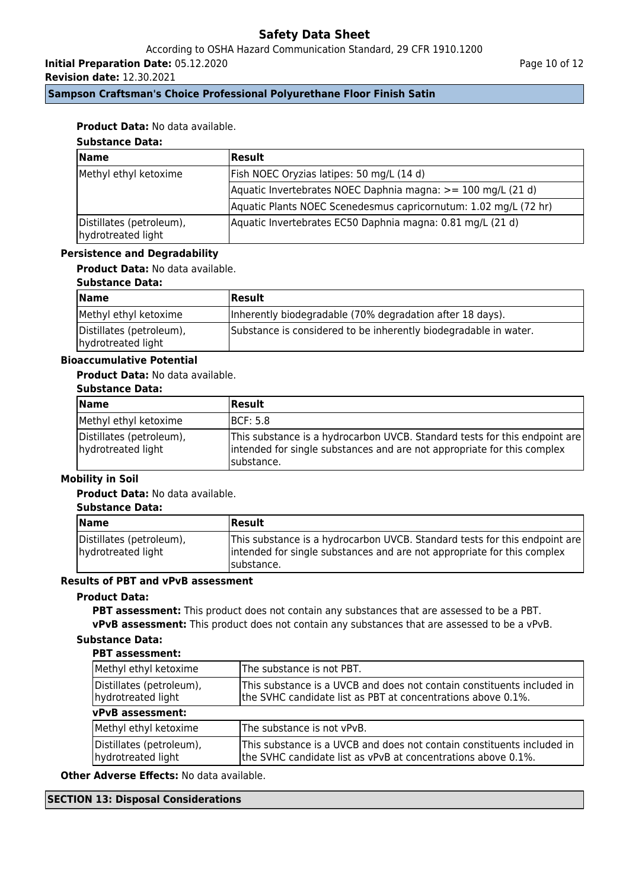**Product Data:** No data available.

**Substance Data:**

| Name | Result |
| --- | --- |
| Methyl ethyl ketoxime | Fish NOEC Oryzias latipes: 50 mg/L (14 d) |
| | Aquatic Invertebrates NOEC Daphnia magna: >= 100 mg/L (21 d) |
| | Aquatic Plants NOEC Scenedesmus capricornutum: 1.02 mg/L (72 hr) |
| Distillates (petroleum), hydrotreated light | Aquatic Invertebrates EC50 Daphnia magna: 0.81 mg/L (21 d) |

### Persistence and Degradability

**Product Data:** No data available.

**Substance Data:**

| Name | Result |
| --- | --- |
| Methyl ethyl ketoxime | Inherently biodegradable (70% degradation after 18 days). |
| Distillates (petroleum), hydrotreated light | Substance is considered to be inherently biodegradable in water. |

### Bioaccumulative Potential

**Product Data:** No data available.

**Substance Data:**

| Name | Result |
| --- | --- |
| Methyl ethyl ketoxime | BCF: 5.8 |
| Distillates (petroleum), hydrotreated light | This substance is a hydrocarbon UVCB. Standard tests for this endpoint are intended for single substances and are not appropriate for this complex substance. |

### Mobility in Soil

**Product Data:** No data available.

**Substance Data:**

| Name | Result |
| --- | --- |
| Distillates (petroleum), hydrotreated light | This substance is a hydrocarbon UVCB. Standard tests for this endpoint are intended for single substances and are not appropriate for this complex substance. |

### Results of PBT and vPvB assessment

**Product Data:**

**PBT assessment:** This product does not contain any substances that are assessed to be a PBT.

**vPvB assessment:** This product does not contain any substances that are assessed to be a vPvB.

**Substance Data:**

**PBT assessment:**

| Name | Result |
| --- | --- |
| Methyl ethyl ketoxime | The substance is not PBT. |
| Distillates (petroleum), hydrotreated light | This substance is a UVCB and does not contain constituents included in the SVHC candidate list as PBT at concentrations above 0.1%. |

**vPvB assessment:**

| Name | Result |
| --- | --- |
| Methyl ethyl ketoxime | The substance is not vPvB. |
| Distillates (petroleum), hydrotreated light | This substance is a UVCB and does not contain constituents included in the SVHC candidate list as vPvB at concentrations above 0.1%. |

**Other Adverse Effects:** No data available.

## SECTION 13: Disposal Considerations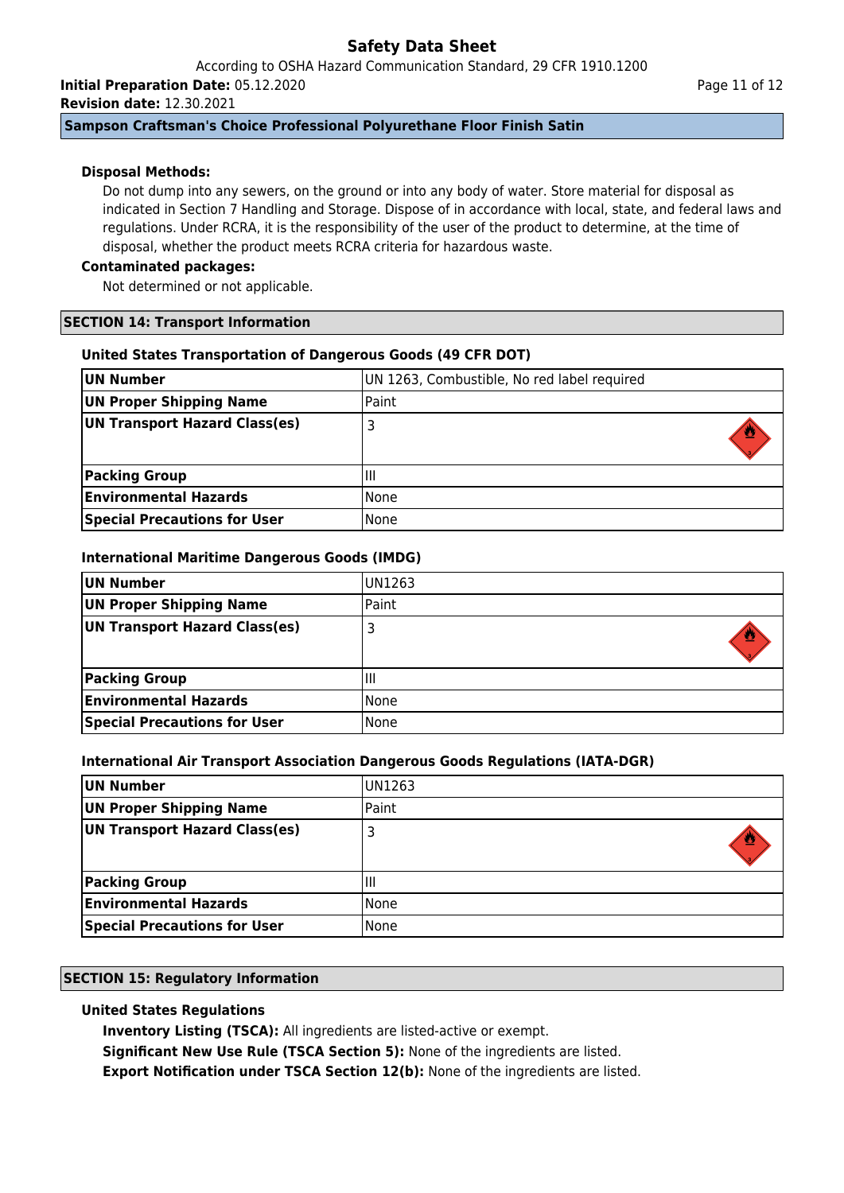### Disposal Methods:

Do not dump into any sewers, on the ground or into any body of water. Store material for disposal as indicated in Section 7 Handling and Storage. Dispose of in accordance with local, state, and federal laws and regulations. Under RCRA, it is the responsibility of the user of the product to determine, at the time of disposal, whether the product meets RCRA criteria for hazardous waste.

### Contaminated packages:

Not determined or not applicable.

## SECTION 14: Transport Information

### United States Transportation of Dangerous Goods (49 CFR DOT)

| | |
|---|---|
| **UN Number** | UN 1263, Combustible, No red label required |
| **UN Proper Shipping Name** | Paint |
| **UN Transport Hazard Class(es)** | 3 |
| **Packing Group** | III |
| **Environmental Hazards** | None |
| **Special Precautions for User** | None |

### International Maritime Dangerous Goods (IMDG)

| | |
|---|---|
| **UN Number** | UN1263 |
| **UN Proper Shipping Name** | Paint |
| **UN Transport Hazard Class(es)** | 3 |
| **Packing Group** | III |
| **Environmental Hazards** | None |
| **Special Precautions for User** | None |

### International Air Transport Association Dangerous Goods Regulations (IATA-DGR)

| | |
|---|---|
| **UN Number** | UN1263 |
| **UN Proper Shipping Name** | Paint |
| **UN Transport Hazard Class(es)** | 3 |
| **Packing Group** | III |
| **Environmental Hazards** | None |
| **Special Precautions for User** | None |

## SECTION 15: Regulatory Information

### United States Regulations

**Inventory Listing (TSCA):** All ingredients are listed-active or exempt.

**Significant New Use Rule (TSCA Section 5):** None of the ingredients are listed.

**Export Notification under TSCA Section 12(b):** None of the ingredients are listed.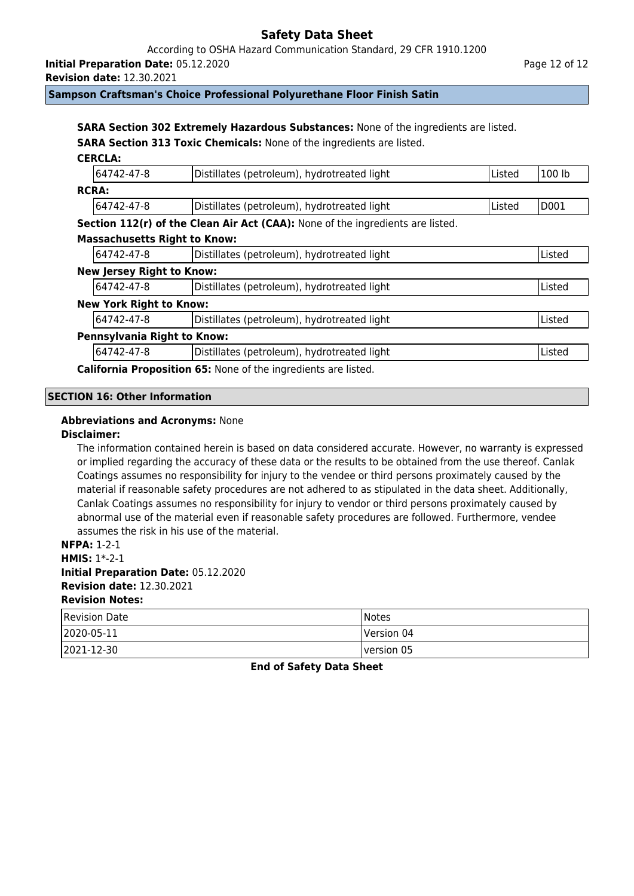**SARA Section 302 Extremely Hazardous Substances:** None of the ingredients are listed.

**SARA Section 313 Toxic Chemicals:** None of the ingredients are listed.

**CERCLA:**

| | | | |
|---|---|---|---|
| 64742-47-8 | Distillates (petroleum), hydrotreated light | Listed | 100 lb |

**RCRA:**

| | | | |
|---|---|---|---|
| 64742-47-8 | Distillates (petroleum), hydrotreated light | Listed | D001 |

**Section 112(r) of the Clean Air Act (CAA):** None of the ingredients are listed.

**Massachusetts Right to Know:**

| | | |
|---|---|---|
| 64742-47-8 | Distillates (petroleum), hydrotreated light | Listed |

**New Jersey Right to Know:**

| | | |
|---|---|---|
| 64742-47-8 | Distillates (petroleum), hydrotreated light | Listed |

**New York Right to Know:**

| | | |
|---|---|---|
| 64742-47-8 | Distillates (petroleum), hydrotreated light | Listed |

**Pennsylvania Right to Know:**

| | | |
|---|---|---|
| 64742-47-8 | Distillates (petroleum), hydrotreated light | Listed |

**California Proposition 65:** None of the ingredients are listed.

## SECTION 16: Other Information

**Abbreviations and Acronyms:** None

**Disclaimer:**

The information contained herein is based on data considered accurate. However, no warranty is expressed or implied regarding the accuracy of these data or the results to be obtained from the use thereof. Canlak Coatings assumes no responsibility for injury to the vendee or third persons proximately caused by the material if reasonable safety procedures are not adhered to as stipulated in the data sheet. Additionally, Canlak Coatings assumes no responsibility for injury to vendor or third persons proximately caused by abnormal use of the material even if reasonable safety procedures are followed. Furthermore, vendee assumes the risk in his use of the material.

**NFPA:** 1-2-1

**HMIS:** 1*-2-1

**Initial Preparation Date:** 05.12.2020

**Revision date:** 12.30.2021

**Revision Notes:**

| Revision Date | Notes |
|---|---|
| 2020-05-11 | Version 04 |
| 2021-12-30 | version 05 |

**End of Safety Data Sheet**